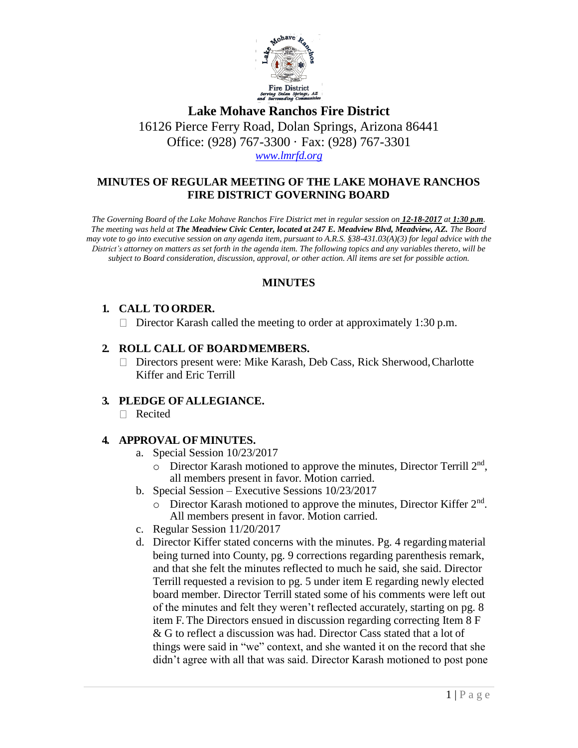# Lake Mohave Ranchos Fire District

16126 Pierce Ferry Road, Dolan Springs, Arizona 86441
Office: (928) 767-3300 · Fax: (928) 767-3301
*www.lmrfd.org*

## MINUTES OF REGULAR MEETING OF THE LAKE MOHAVE RANCHOS FIRE DISTRICT GOVERNING BOARD

*The Governing Board of the Lake Mohave Ranchos Fire District met in regular session on **12-18-2017** at **1:30 p.m**. The meeting was held at **The Meadview Civic Center, located at 247 E. Meadview Blvd, Meadview, AZ.** The Board may vote to go into executive session on any agenda item, pursuant to A.R.S. §38-431.03(A)(3) for legal advice with the District's attorney on matters as set forth in the agenda item. The following topics and any variables thereto, will be subject to Board consideration, discussion, approval, or other action. All items are set for possible action.*

### MINUTES

**1. CALL TO ORDER.**

- Director Karash called the meeting to order at approximately 1:30 p.m.

**2. ROLL CALL OF BOARD MEMBERS.**

- Directors present were: Mike Karash, Deb Cass, Rick Sherwood, Charlotte Kiffer and Eric Terrill

**3. PLEDGE OF ALLEGIANCE.**

- Recited

**4. APPROVAL OF MINUTES.**

a. Special Session 10/23/2017
   - Director Karash motioned to approve the minutes, Director Terrill 2nd, all members present in favor. Motion carried.

b. Special Session – Executive Sessions 10/23/2017
   - Director Karash motioned to approve the minutes, Director Kiffer 2nd. All members present in favor. Motion carried.

c. Regular Session 11/20/2017

d. Director Kiffer stated concerns with the minutes. Pg. 4 regarding material being turned into County, pg. 9 corrections regarding parenthesis remark, and that she felt the minutes reflected to much he said, she said. Director Terrill requested a revision to pg. 5 under item E regarding newly elected board member. Director Terrill stated some of his comments were left out of the minutes and felt they weren't reflected accurately, starting on pg. 8 item F. The Directors ensued in discussion regarding correcting Item 8 F & G to reflect a discussion was had. Director Cass stated that a lot of things were said in "we" context, and she wanted it on the record that she didn't agree with all that was said. Director Karash motioned to post pone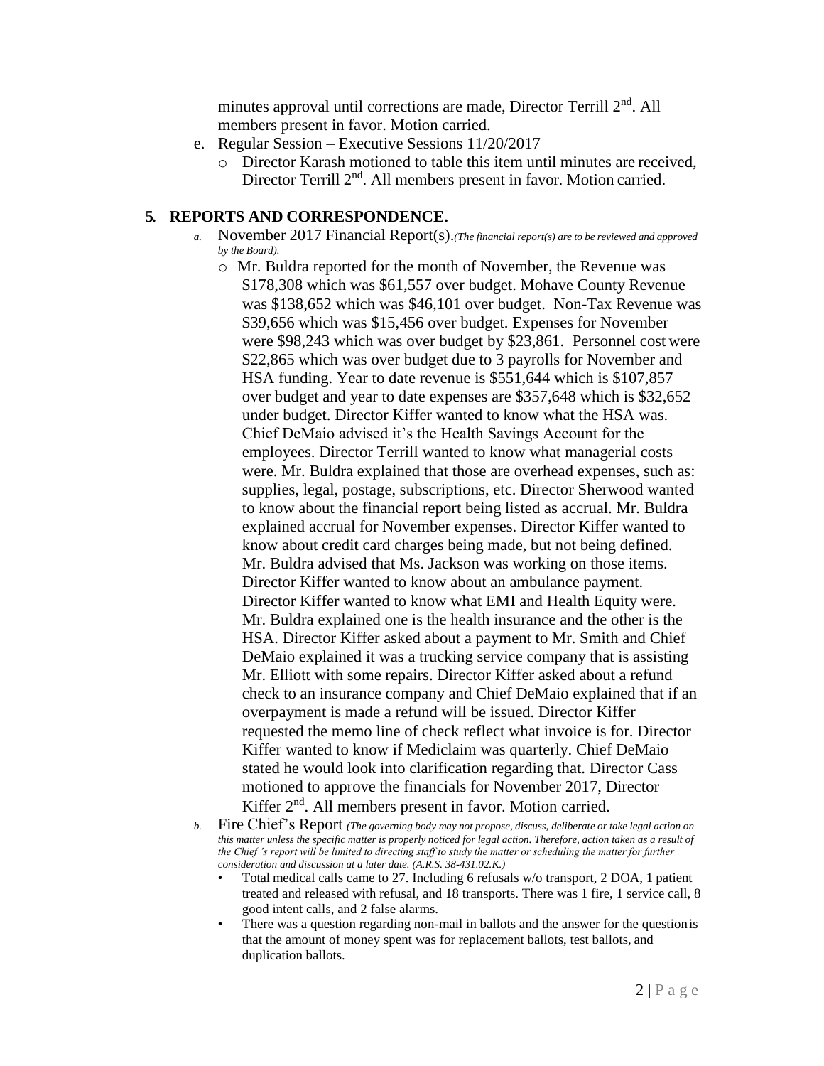minutes approval until corrections are made, Director Terrill 2nd. All members present in favor. Motion carried.

e. Regular Session – Executive Sessions 11/20/2017
   - Director Karash motioned to table this item until minutes are received, Director Terrill 2nd. All members present in favor. Motion carried.

## 5. REPORTS AND CORRESPONDENCE.

a. November 2017 Financial Report(s). *(The financial report(s) are to be reviewed and approved by the Board).*
   - Mr. Buldra reported for the month of November, the Revenue was $178,308 which was $61,557 over budget. Mohave County Revenue was $138,652 which was $46,101 over budget. Non-Tax Revenue was $39,656 which was $15,456 over budget. Expenses for November were $98,243 which was over budget by $23,861. Personnel cost were $22,865 which was over budget due to 3 payrolls for November and HSA funding. Year to date revenue is $551,644 which is $107,857 over budget and year to date expenses are $357,648 which is $32,652 under budget. Director Kiffer wanted to know what the HSA was. Chief DeMaio advised it's the Health Savings Account for the employees. Director Terrill wanted to know what managerial costs were. Mr. Buldra explained that those are overhead expenses, such as: supplies, legal, postage, subscriptions, etc. Director Sherwood wanted to know about the financial report being listed as accrual. Mr. Buldra explained accrual for November expenses. Director Kiffer wanted to know about credit card charges being made, but not being defined. Mr. Buldra advised that Ms. Jackson was working on those items. Director Kiffer wanted to know about an ambulance payment. Director Kiffer wanted to know what EMI and Health Equity were. Mr. Buldra explained one is the health insurance and the other is the HSA. Director Kiffer asked about a payment to Mr. Smith and Chief DeMaio explained it was a trucking service company that is assisting Mr. Elliott with some repairs. Director Kiffer asked about a refund check to an insurance company and Chief DeMaio explained that if an overpayment is made a refund will be issued. Director Kiffer requested the memo line of check reflect what invoice is for. Director Kiffer wanted to know if Mediclaim was quarterly. Chief DeMaio stated he would look into clarification regarding that. Director Cass motioned to approve the financials for November 2017, Director Kiffer 2nd. All members present in favor. Motion carried.

b. Fire Chief's Report *(The governing body may not propose, discuss, deliberate or take legal action on this matter unless the specific matter is properly noticed for legal action. Therefore, action taken as a result of the Chief's report will be limited to directing staff to study the matter or scheduling the matter for further consideration and discussion at a later date. (A.R.S. 38-431.02.K.)*
   - Total medical calls came to 27. Including 6 refusals w/o transport, 2 DOA, 1 patient treated and released with refusal, and 18 transports. There was 1 fire, 1 service call, 8 good intent calls, and 2 false alarms.
   - There was a question regarding non-mail in ballots and the answer for the question is that the amount of money spent was for replacement ballots, test ballots, and duplication ballots.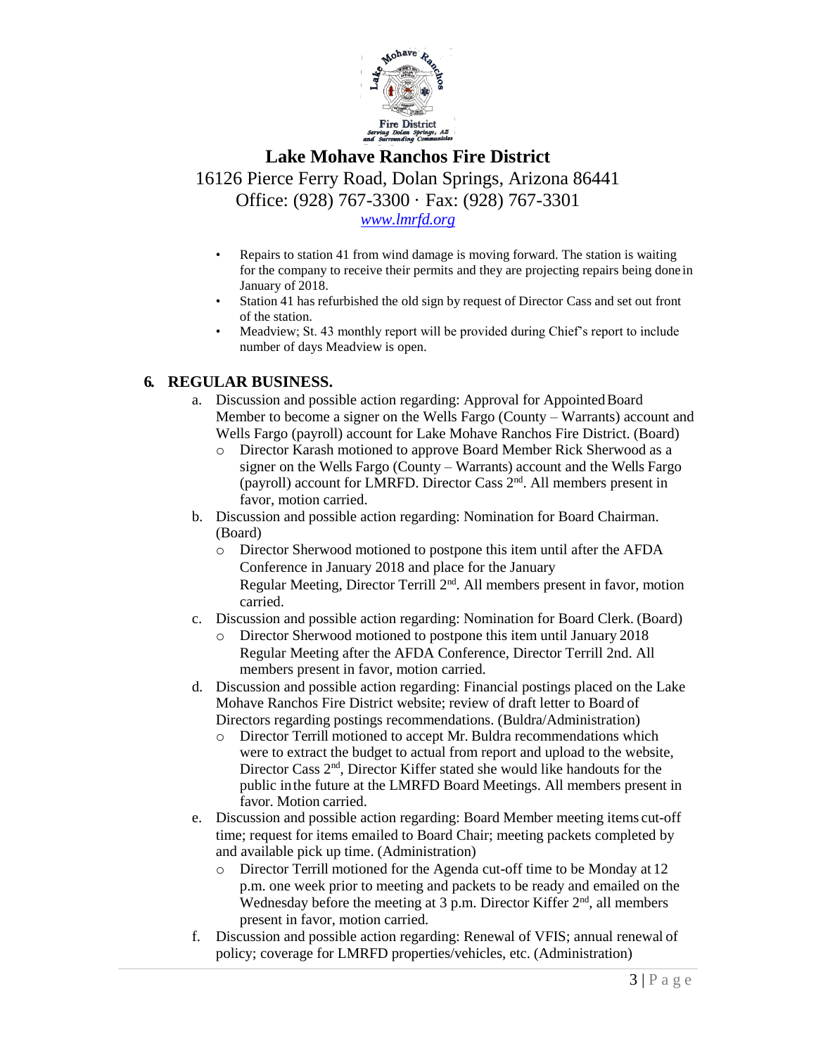# Lake Mohave Ranchos Fire District

16126 Pierce Ferry Road, Dolan Springs, Arizona 86441
Office: (928) 767-3300 · Fax: (928) 767-3301
*www.lmrfd.org*

- Repairs to station 41 from wind damage is moving forward. The station is waiting for the company to receive their permits and they are projecting repairs being done in January of 2018.
- Station 41 has refurbished the old sign by request of Director Cass and set out front of the station.
- Meadview; St. 43 monthly report will be provided during Chief's report to include number of days Meadview is open.

## 6. REGULAR BUSINESS.

a. Discussion and possible action regarding: Approval for Appointed Board Member to become a signer on the Wells Fargo (County – Warrants) account and Wells Fargo (payroll) account for Lake Mohave Ranchos Fire District. (Board)
   - Director Karash motioned to approve Board Member Rick Sherwood as a signer on the Wells Fargo (County – Warrants) account and the Wells Fargo (payroll) account for LMRFD. Director Cass 2nd. All members present in favor, motion carried.

b. Discussion and possible action regarding: Nomination for Board Chairman. (Board)
   - Director Sherwood motioned to postpone this item until after the AFDA Conference in January 2018 and place for the January Regular Meeting, Director Terrill 2nd. All members present in favor, motion carried.

c. Discussion and possible action regarding: Nomination for Board Clerk. (Board)
   - Director Sherwood motioned to postpone this item until January 2018 Regular Meeting after the AFDA Conference, Director Terrill 2nd. All members present in favor, motion carried.

d. Discussion and possible action regarding: Financial postings placed on the Lake Mohave Ranchos Fire District website; review of draft letter to Board of Directors regarding postings recommendations. (Buldra/Administration)
   - Director Terrill motioned to accept Mr. Buldra recommendations which were to extract the budget to actual from report and upload to the website, Director Cass 2nd, Director Kiffer stated she would like handouts for the public in the future at the LMRFD Board Meetings. All members present in favor. Motion carried.

e. Discussion and possible action regarding: Board Member meeting items cut-off time; request for items emailed to Board Chair; meeting packets completed by and available pick up time. (Administration)
   - Director Terrill motioned for the Agenda cut-off time to be Monday at 12 p.m. one week prior to meeting and packets to be ready and emailed on the Wednesday before the meeting at 3 p.m. Director Kiffer 2nd, all members present in favor, motion carried.

f. Discussion and possible action regarding: Renewal of VFIS; annual renewal of policy; coverage for LMRFD properties/vehicles, etc. (Administration)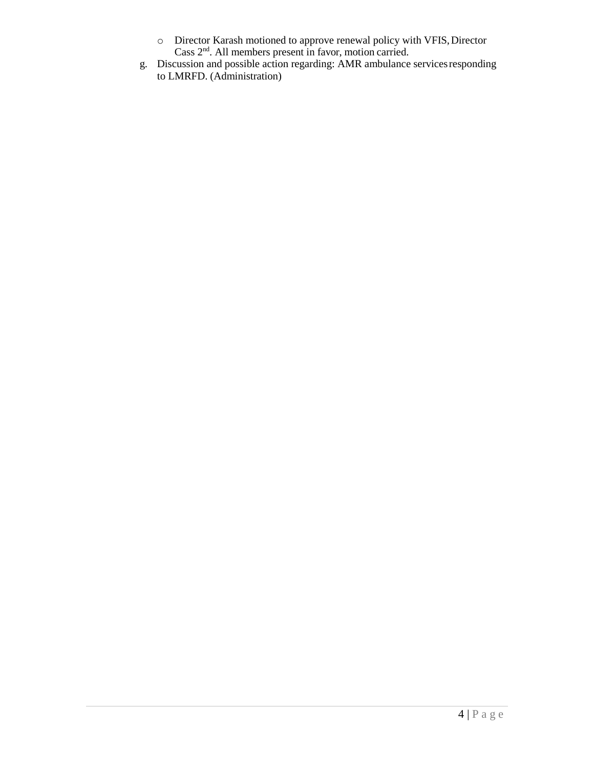- Director Karash motioned to approve renewal policy with VFIS, Director Cass 2nd. All members present in favor, motion carried.

g. Discussion and possible action regarding: AMR ambulance services responding to LMRFD. (Administration)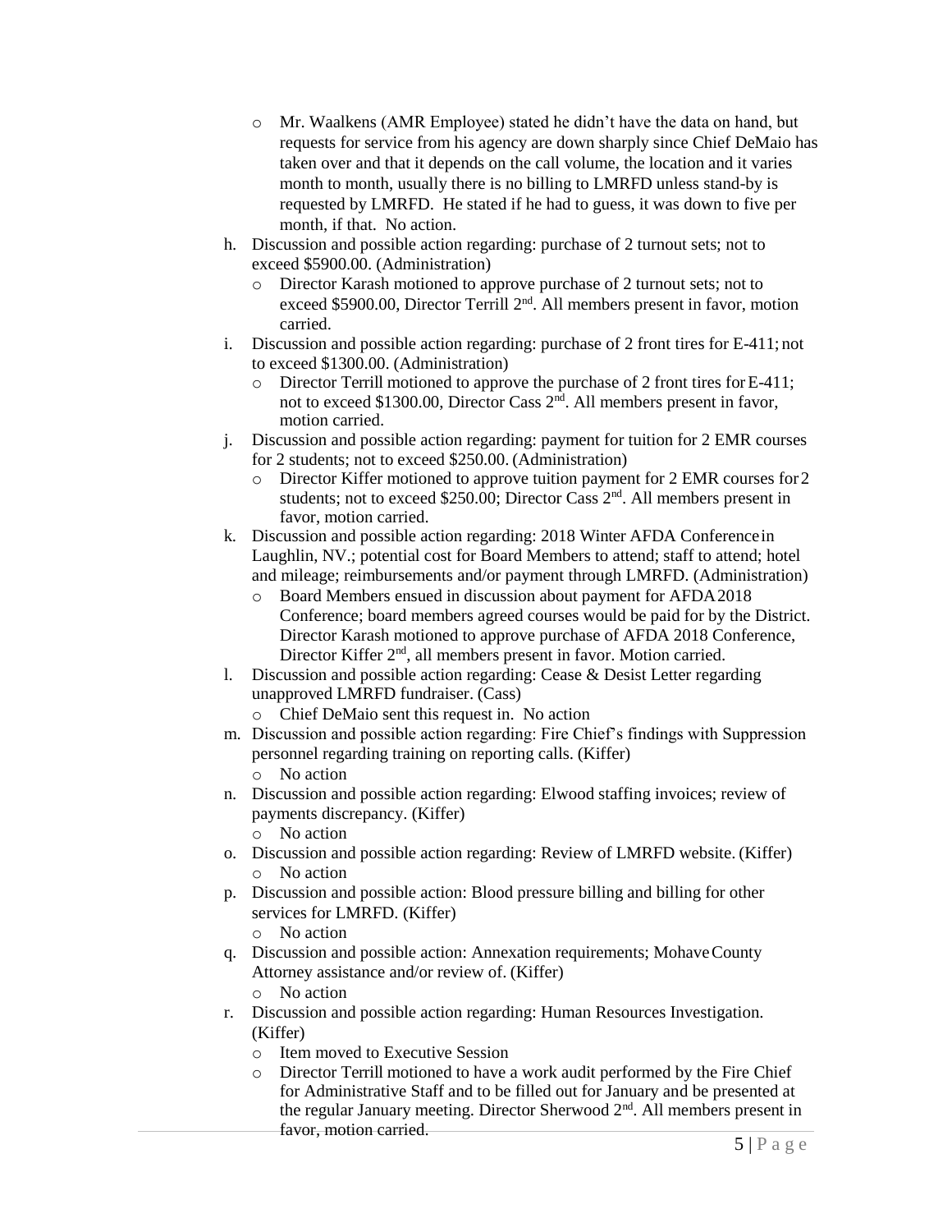- Mr. Waalkens (AMR Employee) stated he didn't have the data on hand, but requests for service from his agency are down sharply since Chief DeMaio has taken over and that it depends on the call volume, the location and it varies month to month, usually there is no billing to LMRFD unless stand-by is requested by LMRFD. He stated if he had to guess, it was down to five per month, if that. No action.

h. Discussion and possible action regarding: purchase of 2 turnout sets; not to exceed $5900.00. (Administration)
   - Director Karash motioned to approve purchase of 2 turnout sets; not to exceed $5900.00, Director Terrill 2nd. All members present in favor, motion carried.

i. Discussion and possible action regarding: purchase of 2 front tires for E-411; not to exceed $1300.00. (Administration)
   - Director Terrill motioned to approve the purchase of 2 front tires for E-411; not to exceed $1300.00, Director Cass 2nd. All members present in favor, motion carried.

j. Discussion and possible action regarding: payment for tuition for 2 EMR courses for 2 students; not to exceed $250.00. (Administration)
   - Director Kiffer motioned to approve tuition payment for 2 EMR courses for 2 students; not to exceed $250.00; Director Cass 2nd. All members present in favor, motion carried.

k. Discussion and possible action regarding: 2018 Winter AFDA Conference in Laughlin, NV.; potential cost for Board Members to attend; staff to attend; hotel and mileage; reimbursements and/or payment through LMRFD. (Administration)
   - Board Members ensued in discussion about payment for AFDA 2018 Conference; board members agreed courses would be paid for by the District. Director Karash motioned to approve purchase of AFDA 2018 Conference, Director Kiffer 2nd, all members present in favor. Motion carried.

l. Discussion and possible action regarding: Cease & Desist Letter regarding unapproved LMRFD fundraiser. (Cass)
   - Chief DeMaio sent this request in. No action

m. Discussion and possible action regarding: Fire Chief's findings with Suppression personnel regarding training on reporting calls. (Kiffer)
   - No action

n. Discussion and possible action regarding: Elwood staffing invoices; review of payments discrepancy. (Kiffer)
   - No action

o. Discussion and possible action regarding: Review of LMRFD website. (Kiffer)
   - No action

p. Discussion and possible action: Blood pressure billing and billing for other services for LMRFD. (Kiffer)
   - No action

q. Discussion and possible action: Annexation requirements; Mohave County Attorney assistance and/or review of. (Kiffer)
   - No action

r. Discussion and possible action regarding: Human Resources Investigation. (Kiffer)
   - Item moved to Executive Session
   - Director Terrill motioned to have a work audit performed by the Fire Chief for Administrative Staff and to be filled out for January and be presented at the regular January meeting. Director Sherwood 2nd. All members present in favor, motion carried.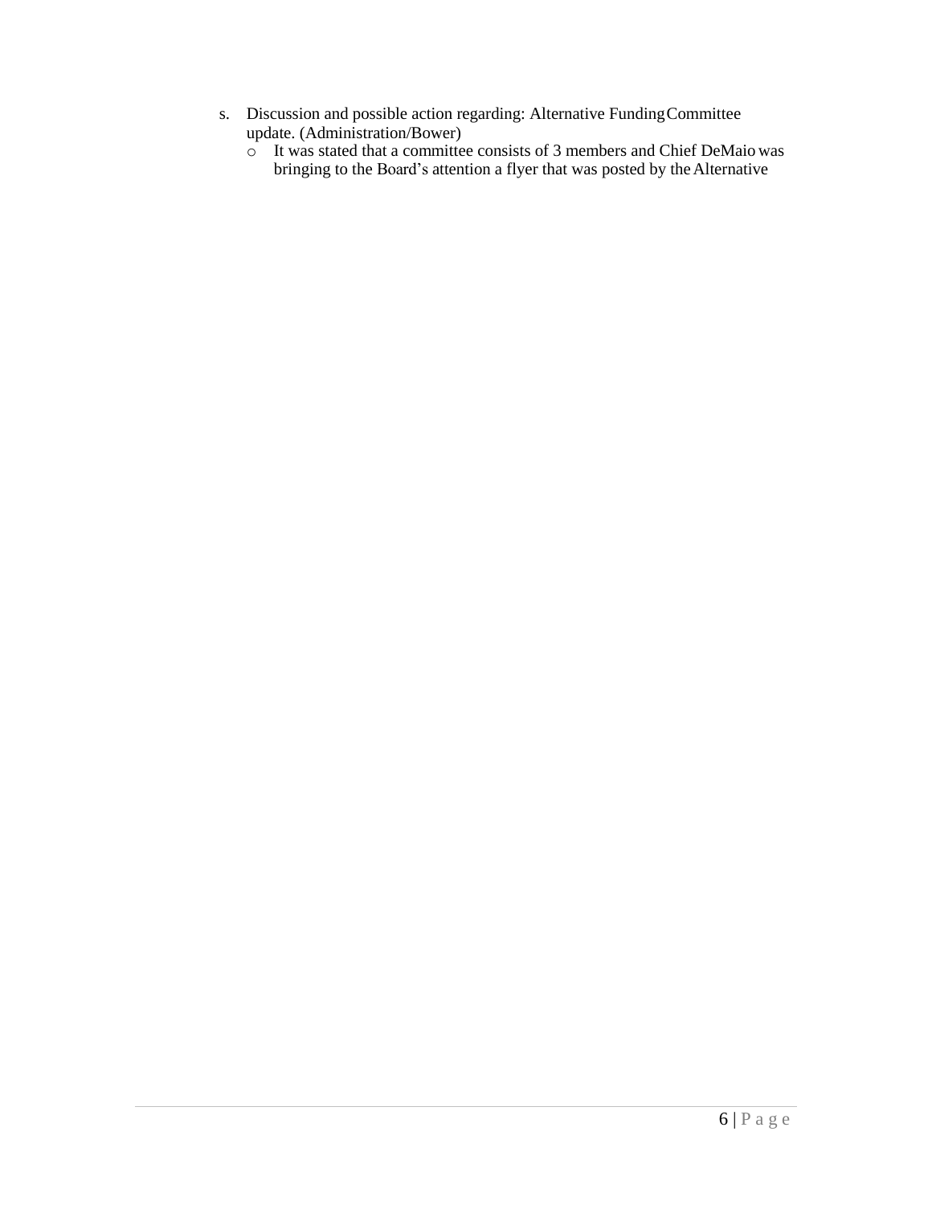s. Discussion and possible action regarding: Alternative Funding Committee update. (Administration/Bower)
   - It was stated that a committee consists of 3 members and Chief DeMaio was bringing to the Board's attention a flyer that was posted by the Alternative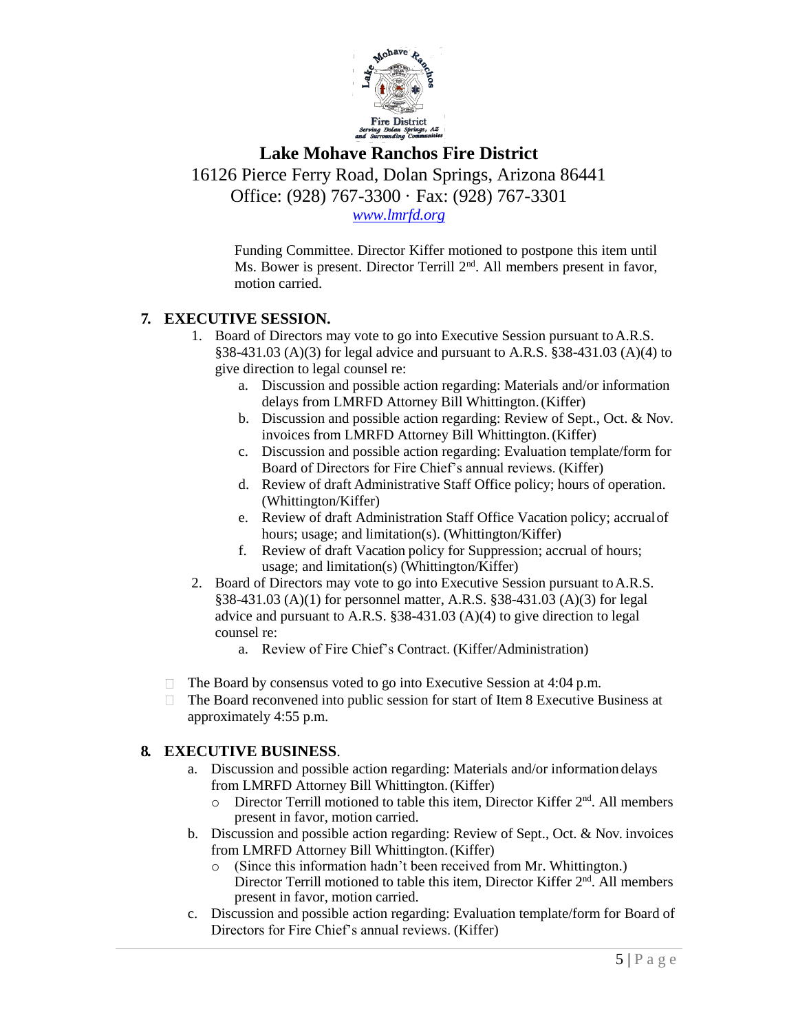Funding Committee. Director Kiffer motioned to postpone this item until Ms. Bower is present. Director Terrill 2nd. All members present in favor, motion carried.

## 7. EXECUTIVE SESSION.

1. Board of Directors may vote to go into Executive Session pursuant to A.R.S. §38-431.03 (A)(3) for legal advice and pursuant to A.R.S. §38-431.03 (A)(4) to give direction to legal counsel re:
   a. Discussion and possible action regarding: Materials and/or information delays from LMRFD Attorney Bill Whittington. (Kiffer)
   b. Discussion and possible action regarding: Review of Sept., Oct. & Nov. invoices from LMRFD Attorney Bill Whittington. (Kiffer)
   c. Discussion and possible action regarding: Evaluation template/form for Board of Directors for Fire Chief's annual reviews. (Kiffer)
   d. Review of draft Administrative Staff Office policy; hours of operation. (Whittington/Kiffer)
   e. Review of draft Administration Staff Office Vacation policy; accrual of hours; usage; and limitation(s). (Whittington/Kiffer)
   f. Review of draft Vacation policy for Suppression; accrual of hours; usage; and limitation(s) (Whittington/Kiffer)
2. Board of Directors may vote to go into Executive Session pursuant to A.R.S. §38-431.03 (A)(1) for personnel matter, A.R.S. §38-431.03 (A)(3) for legal advice and pursuant to A.R.S. §38-431.03 (A)(4) to give direction to legal counsel re:
   a. Review of Fire Chief's Contract. (Kiffer/Administration)

- The Board by consensus voted to go into Executive Session at 4:04 p.m.
- The Board reconvened into public session for start of Item 8 Executive Business at approximately 4:55 p.m.

## 8. EXECUTIVE BUSINESS.

a. Discussion and possible action regarding: Materials and/or information delays from LMRFD Attorney Bill Whittington. (Kiffer)
   - Director Terrill motioned to table this item, Director Kiffer 2nd. All members present in favor, motion carried.

b. Discussion and possible action regarding: Review of Sept., Oct. & Nov. invoices from LMRFD Attorney Bill Whittington. (Kiffer)
   - (Since this information hadn't been received from Mr. Whittington.) Director Terrill motioned to table this item, Director Kiffer 2nd. All members present in favor, motion carried.

c. Discussion and possible action regarding: Evaluation template/form for Board of Directors for Fire Chief's annual reviews. (Kiffer)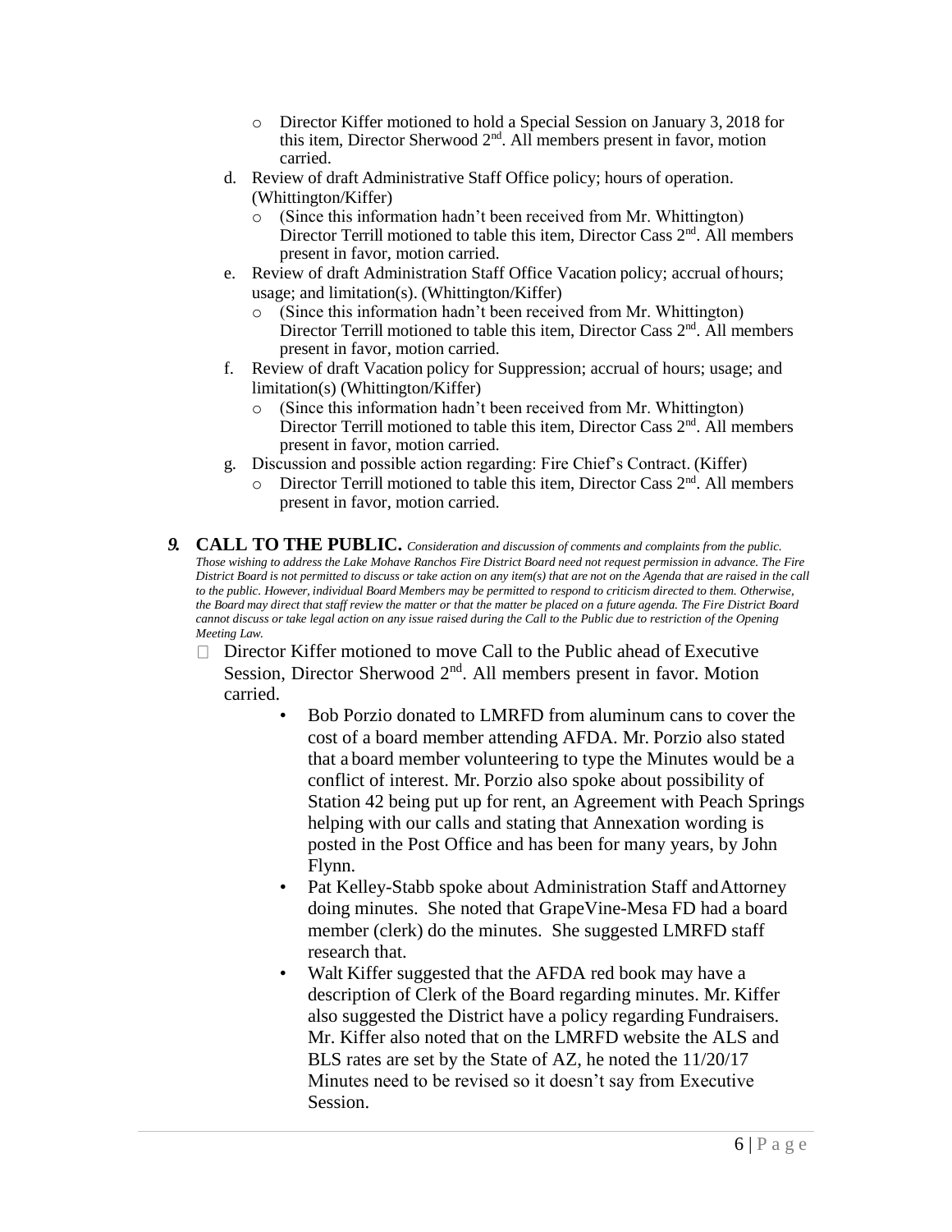- Director Kiffer motioned to hold a Special Session on January 3, 2018 for this item, Director Sherwood 2nd. All members present in favor, motion carried.

d. Review of draft Administrative Staff Office policy; hours of operation. (Whittington/Kiffer)
   - (Since this information hadn't been received from Mr. Whittington) Director Terrill motioned to table this item, Director Cass 2nd. All members present in favor, motion carried.

e. Review of draft Administration Staff Office Vacation policy; accrual of hours; usage; and limitation(s). (Whittington/Kiffer)
   - (Since this information hadn't been received from Mr. Whittington) Director Terrill motioned to table this item, Director Cass 2nd. All members present in favor, motion carried.

f. Review of draft Vacation policy for Suppression; accrual of hours; usage; and limitation(s) (Whittington/Kiffer)
   - (Since this information hadn't been received from Mr. Whittington) Director Terrill motioned to table this item, Director Cass 2nd. All members present in favor, motion carried.

g. Discussion and possible action regarding: Fire Chief's Contract. (Kiffer)
   - Director Terrill motioned to table this item, Director Cass 2nd. All members present in favor, motion carried.

**9. CALL TO THE PUBLIC.** *Consideration and discussion of comments and complaints from the public. Those wishing to address the Lake Mohave Ranchos Fire District Board need not request permission in advance. The Fire District Board is not permitted to discuss or take action on any item(s) that are not on the Agenda that are raised in the call to the public. However, individual Board Members may be permitted to respond to criticism directed to them. Otherwise, the Board may direct that staff review the matter or that the matter be placed on a future agenda. The Fire District Board cannot discuss or take legal action on any issue raised during the Call to the Public due to restriction of the Opening Meeting Law.*

- Director Kiffer motioned to move Call to the Public ahead of Executive Session, Director Sherwood 2nd. All members present in favor. Motion carried.
  - Bob Porzio donated to LMRFD from aluminum cans to cover the cost of a board member attending AFDA. Mr. Porzio also stated that a board member volunteering to type the Minutes would be a conflict of interest. Mr. Porzio also spoke about possibility of Station 42 being put up for rent, an Agreement with Peach Springs helping with our calls and stating that Annexation wording is posted in the Post Office and has been for many years, by John Flynn.
  - Pat Kelley-Stabb spoke about Administration Staff and Attorney doing minutes. She noted that GrapeVine-Mesa FD had a board member (clerk) do the minutes. She suggested LMRFD staff research that.
  - Walt Kiffer suggested that the AFDA red book may have a description of Clerk of the Board regarding minutes. Mr. Kiffer also suggested the District have a policy regarding Fundraisers. Mr. Kiffer also noted that on the LMRFD website the ALS and BLS rates are set by the State of AZ, he noted the 11/20/17 Minutes need to be revised so it doesn't say from Executive Session.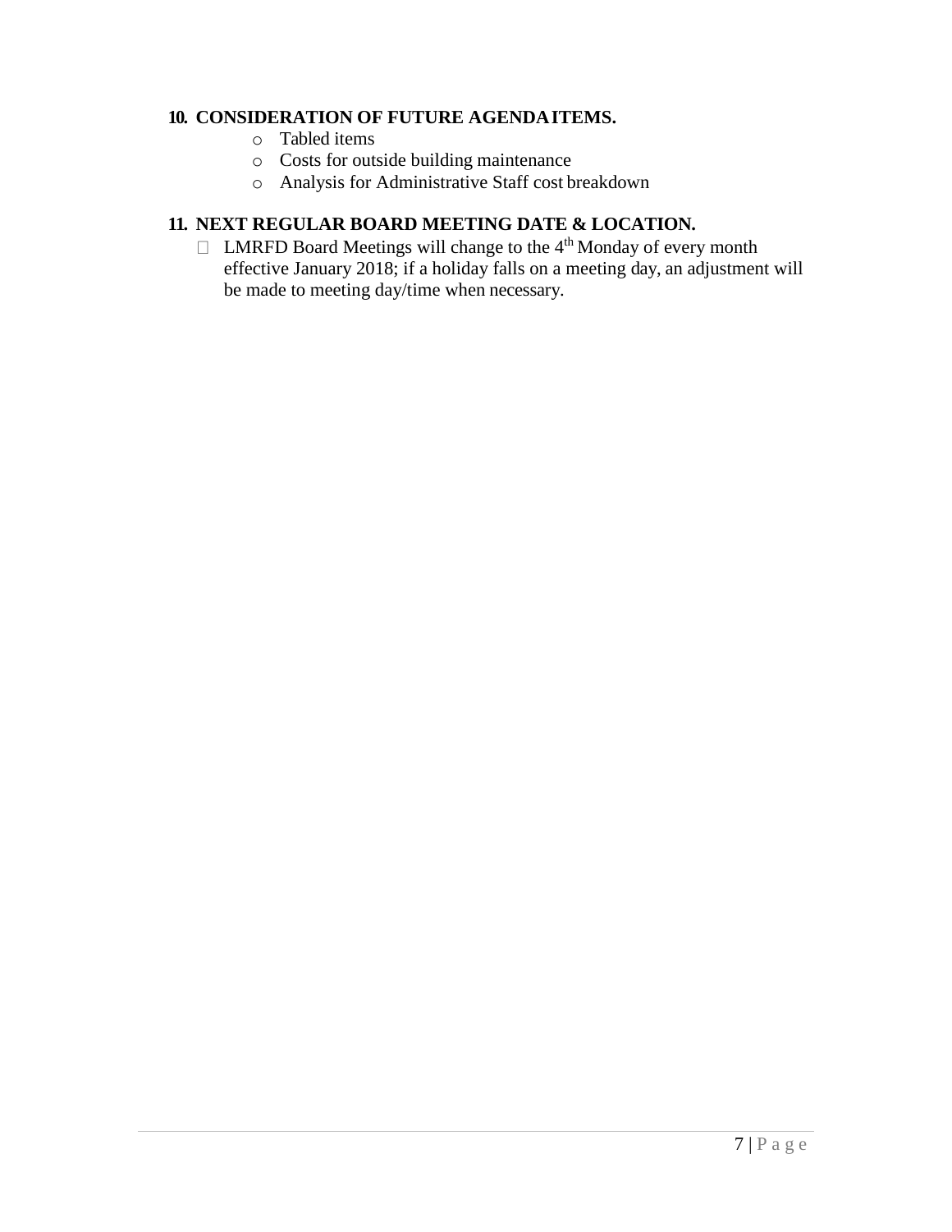**10. CONSIDERATION OF FUTURE AGENDA ITEMS.**

- Tabled items
- Costs for outside building maintenance
- Analysis for Administrative Staff cost breakdown

**11. NEXT REGULAR BOARD MEETING DATE & LOCATION.**

- LMRFD Board Meetings will change to the 4th Monday of every month effective January 2018; if a holiday falls on a meeting day, an adjustment will be made to meeting day/time when necessary.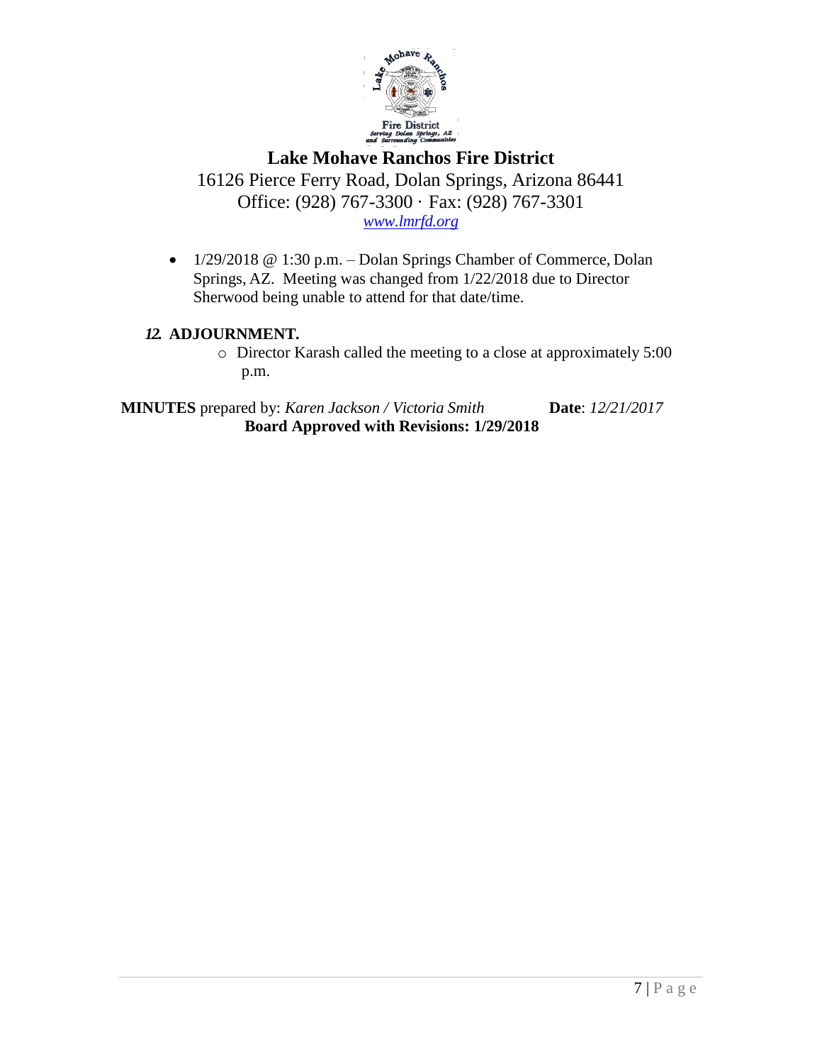# Lake Mohave Ranchos Fire District

16126 Pierce Ferry Road, Dolan Springs, Arizona 86441
Office: (928) 767-3300 · Fax: (928) 767-3301
www.lmrfd.org

- 1/29/2018 @ 1:30 p.m. – Dolan Springs Chamber of Commerce, Dolan Springs, AZ. Meeting was changed from 1/22/2018 due to Director Sherwood being unable to attend for that date/time.

### 12. ADJOURNMENT.

- Director Karash called the meeting to a close at approximately 5:00 p.m.

**MINUTES** prepared by: *Karen Jackson / Victoria Smith* **Date**: *12/21/2017*

**Board Approved with Revisions: 1/29/2018**